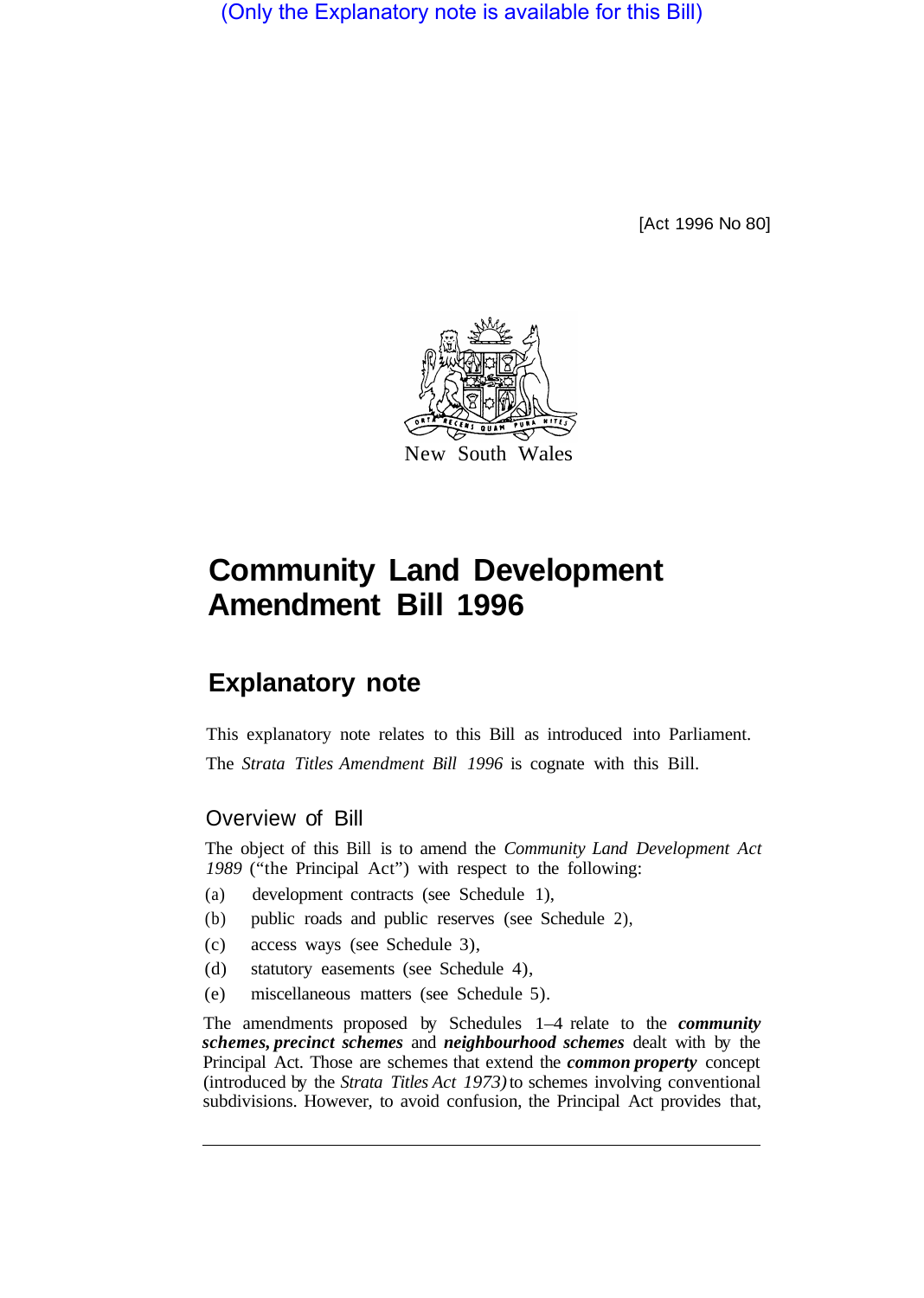(Only the Explanatory note is available for this Bill)

[Act 1996 No 80]

New South Wales

# Community Land Development Amendment Bill 1996

## Explanatory note

This explanatory note relates to this Bill as introduced into Parliament.

The *Strata Titles Amendment Bill 1996* is cognate with this Bill.

### Overview of Bill

The object of this Bill is to amend the *Community Land Development Act 1989* ("the Principal Act") with respect to the following:

(a) development contracts (see Schedule 1),

(b) public roads and public reserves (see Schedule 2),

(c) access ways (see Schedule 3),

(d) statutory easements (see Schedule 4),

(e) miscellaneous matters (see Schedule 5).

The amendments proposed by Schedules 1–4 relate to the ***community schemes, precinct schemes*** and ***neighbourhood schemes*** dealt with by the Principal Act. Those are schemes that extend the ***common property*** concept (introduced by the *Strata Titles Act 1973)* to schemes involving conventional subdivisions. However, to avoid confusion, the Principal Act provides that,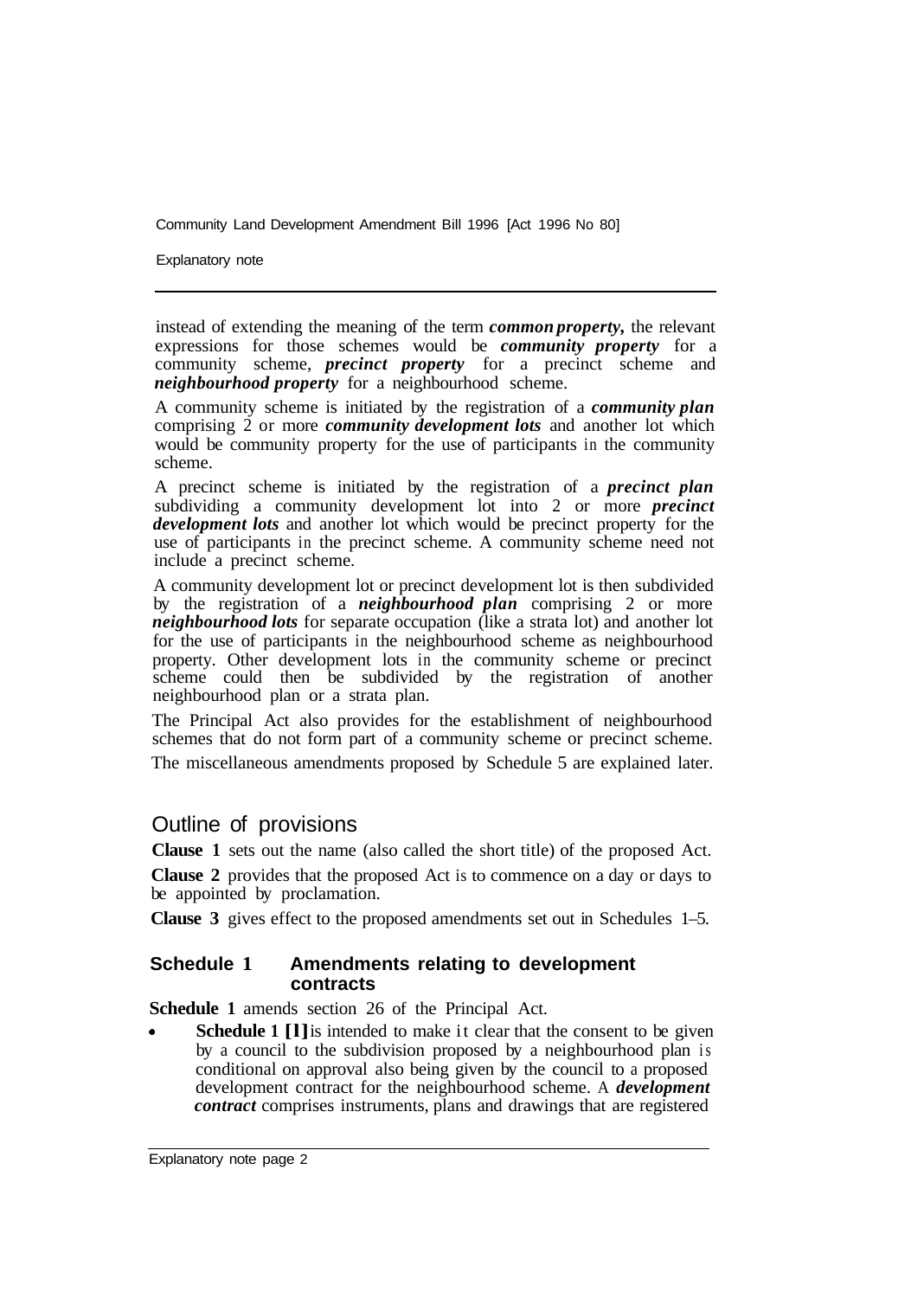instead of extending the meaning of the term ***common property,*** the relevant expressions for those schemes would be ***community property*** for a community scheme, ***precinct property*** for a precinct scheme and ***neighbourhood property*** for a neighbourhood scheme.

A community scheme is initiated by the registration of a ***community plan*** comprising 2 or more ***community development lots*** and another lot which would be community property for the use of participants in the community scheme.

A precinct scheme is initiated by the registration of a ***precinct plan*** subdividing a community development lot into 2 or more ***precinct development lots*** and another lot which would be precinct property for the use of participants in the precinct scheme. A community scheme need not include a precinct scheme.

A community development lot or precinct development lot is then subdivided by the registration of a ***neighbourhood plan*** comprising 2 or more ***neighbourhood lots*** for separate occupation (like a strata lot) and another lot for the use of participants in the neighbourhood scheme as neighbourhood property. Other development lots in the community scheme or precinct scheme could then be subdivided by the registration of another neighbourhood plan or a strata plan.

The Principal Act also provides for the establishment of neighbourhood schemes that do not form part of a community scheme or precinct scheme.

The miscellaneous amendments proposed by Schedule 5 are explained later.

## Outline of provisions

**Clause 1** sets out the name (also called the short title) of the proposed Act.

**Clause 2** provides that the proposed Act is to commence on a day or days to be appointed by proclamation.

**Clause 3** gives effect to the proposed amendments set out in Schedules 1–5.

### Schedule 1 Amendments relating to development contracts

**Schedule 1** amends section 26 of the Principal Act.

- **Schedule 1 [1]** is intended to make it clear that the consent to be given by a council to the subdivision proposed by a neighbourhood plan is conditional on approval also being given by the council to a proposed development contract for the neighbourhood scheme. A ***development contract*** comprises instruments, plans and drawings that are registered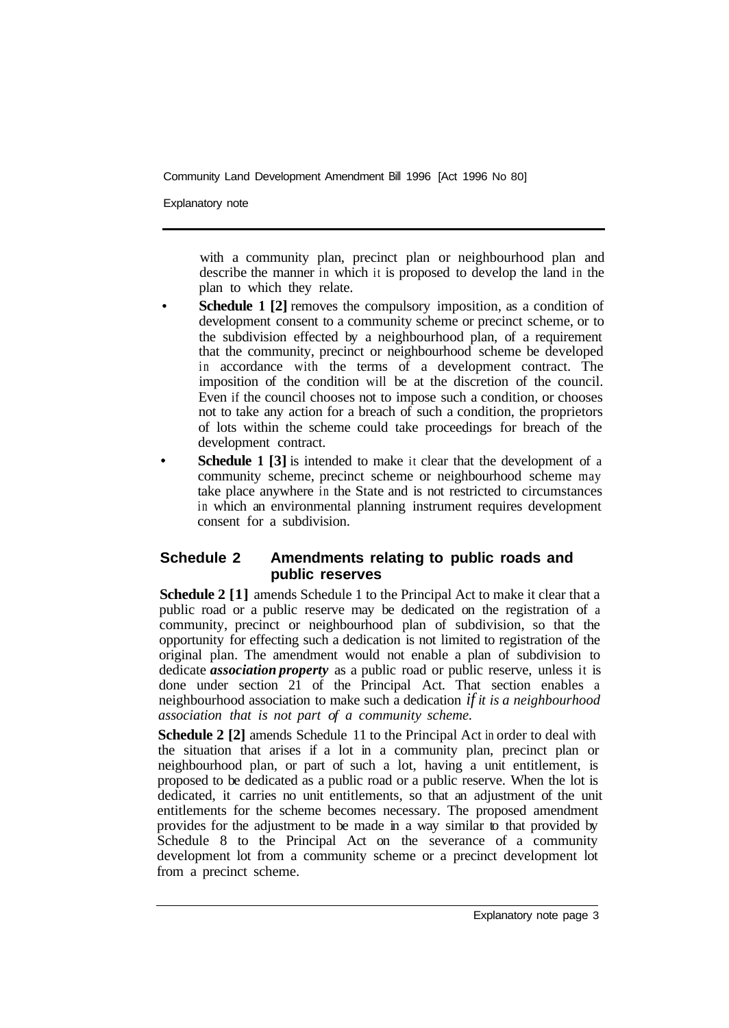with a community plan, precinct plan or neighbourhood plan and describe the manner in which it is proposed to develop the land in the plan to which they relate.

- **Schedule 1 [2]** removes the compulsory imposition, as a condition of development consent to a community scheme or precinct scheme, or to the subdivision effected by a neighbourhood plan, of a requirement that the community, precinct or neighbourhood scheme be developed in accordance with the terms of a development contract. The imposition of the condition will be at the discretion of the council. Even if the council chooses not to impose such a condition, or chooses not to take any action for a breach of such a condition, the proprietors of lots within the scheme could take proceedings for breach of the development contract.
- **Schedule 1 [3]** is intended to make it clear that the development of a community scheme, precinct scheme or neighbourhood scheme may take place anywhere in the State and is not restricted to circumstances in which an environmental planning instrument requires development consent for a subdivision.

## Schedule 2 Amendments relating to public roads and public reserves

**Schedule 2 [1]** amends Schedule 1 to the Principal Act to make it clear that a public road or a public reserve may be dedicated on the registration of a community, precinct or neighbourhood plan of subdivision, so that the opportunity for effecting such a dedication is not limited to registration of the original plan. The amendment would not enable a plan of subdivision to dedicate ***association property*** as a public road or public reserve, unless it is done under section 21 of the Principal Act. That section enables a neighbourhood association to make such a dedication *if it is a neighbourhood association that is not part of a community scheme.*

**Schedule 2 [2]** amends Schedule 11 to the Principal Act in order to deal with the situation that arises if a lot in a community plan, precinct plan or neighbourhood plan, or part of such a lot, having a unit entitlement, is proposed to be dedicated as a public road or a public reserve. When the lot is dedicated, it carries no unit entitlements, so that an adjustment of the unit entitlements for the scheme becomes necessary. The proposed amendment provides for the adjustment to be made in a way similar to that provided by Schedule 8 to the Principal Act on the severance of a community development lot from a community scheme or a precinct development lot from a precinct scheme.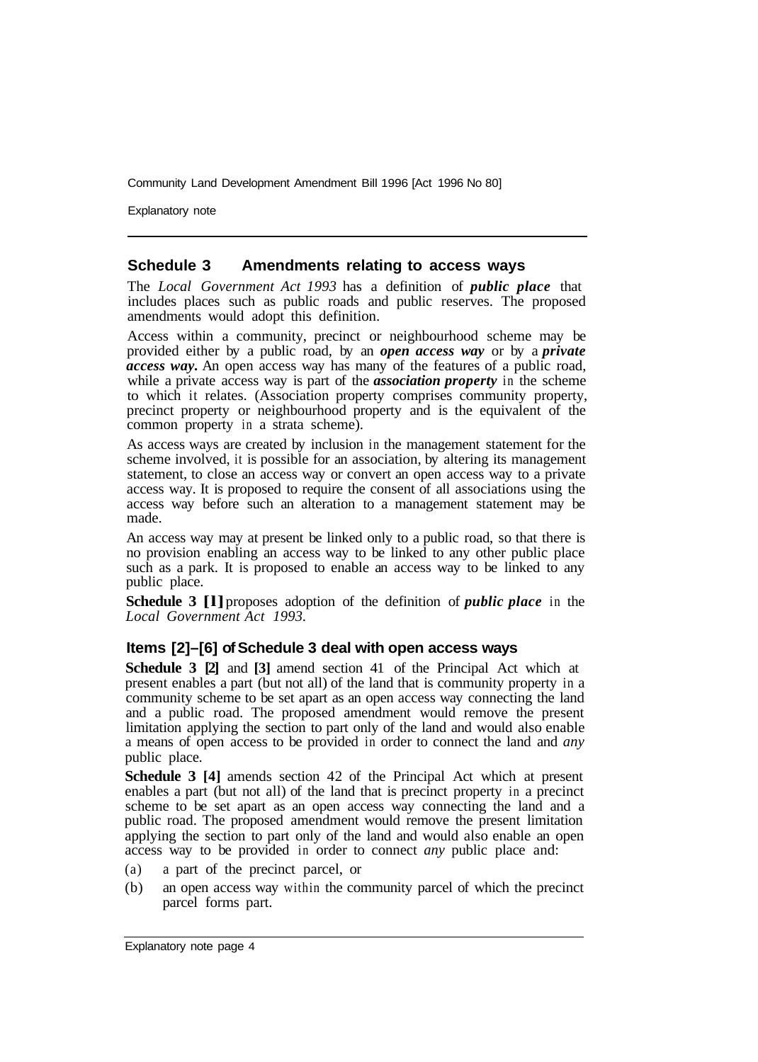## Schedule 3 Amendments relating to access ways

The *Local Government Act 1993* has a definition of ***public place*** that includes places such as public roads and public reserves. The proposed amendments would adopt this definition.

Access within a community, precinct or neighbourhood scheme may be provided either by a public road, by an ***open access way*** or by a ***private access way***. An open access way has many of the features of a public road, while a private access way is part of the ***association property*** in the scheme to which it relates. (Association property comprises community property, precinct property or neighbourhood property and is the equivalent of the common property in a strata scheme).

As access ways are created by inclusion in the management statement for the scheme involved, it is possible for an association, by altering its management statement, to close an access way or convert an open access way to a private access way. It is proposed to require the consent of all associations using the access way before such an alteration to a management statement may be made.

An access way may at present be linked only to a public road, so that there is no provision enabling an access way to be linked to any other public place such as a park. It is proposed to enable an access way to be linked to any public place.

**Schedule 3 [1]** proposes adoption of the definition of ***public place*** in the *Local Government Act 1993*.

### Items [2]–[6] of Schedule 3 deal with open access ways

**Schedule 3 [2]** and **[3]** amend section 41 of the Principal Act which at present enables a part (but not all) of the land that is community property in a community scheme to be set apart as an open access way connecting the land and a public road. The proposed amendment would remove the present limitation applying the section to part only of the land and would also enable a means of open access to be provided in order to connect the land and *any* public place.

**Schedule 3 [4]** amends section 42 of the Principal Act which at present enables a part (but not all) of the land that is precinct property in a precinct scheme to be set apart as an open access way connecting the land and a public road. The proposed amendment would remove the present limitation applying the section to part only of the land and would also enable an open access way to be provided in order to connect *any* public place and:

(a) a part of the precinct parcel, or

(b) an open access way within the community parcel of which the precinct parcel forms part.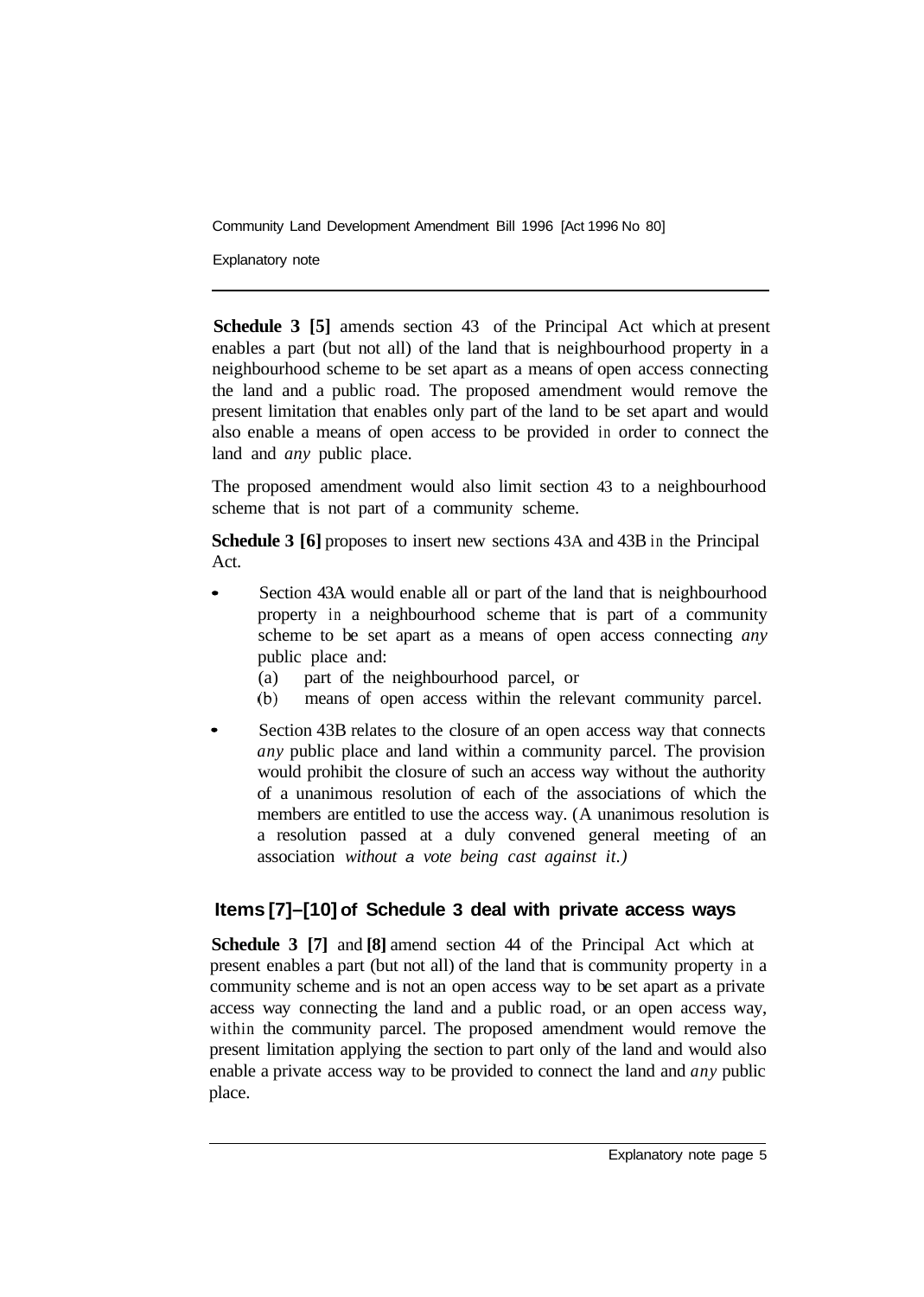**Schedule 3 [5]** amends section 43 of the Principal Act which at present enables a part (but not all) of the land that is neighbourhood property in a neighbourhood scheme to be set apart as a means of open access connecting the land and a public road. The proposed amendment would remove the present limitation that enables only part of the land to be set apart and would also enable a means of open access to be provided in order to connect the land and *any* public place.

The proposed amendment would also limit section 43 to a neighbourhood scheme that is not part of a community scheme.

**Schedule 3 [6]** proposes to insert new sections 43A and 43B in the Principal Act.

- Section 43A would enable all or part of the land that is neighbourhood property in a neighbourhood scheme that is part of a community scheme to be set apart as a means of open access connecting *any* public place and:
  - (a) part of the neighbourhood parcel, or
  - (b) means of open access within the relevant community parcel.
- Section 43B relates to the closure of an open access way that connects *any* public place and land within a community parcel. The provision would prohibit the closure of such an access way without the authority of a unanimous resolution of each of the associations of which the members are entitled to use the access way. (A unanimous resolution is a resolution passed at a duly convened general meeting of an association *without a vote being cast against it.)*

## Items [7]–[10] of Schedule 3 deal with private access ways

**Schedule 3 [7]** and **[8]** amend section 44 of the Principal Act which at present enables a part (but not all) of the land that is community property in a community scheme and is not an open access way to be set apart as a private access way connecting the land and a public road, or an open access way, within the community parcel. The proposed amendment would remove the present limitation applying the section to part only of the land and would also enable a private access way to be provided to connect the land and *any* public place.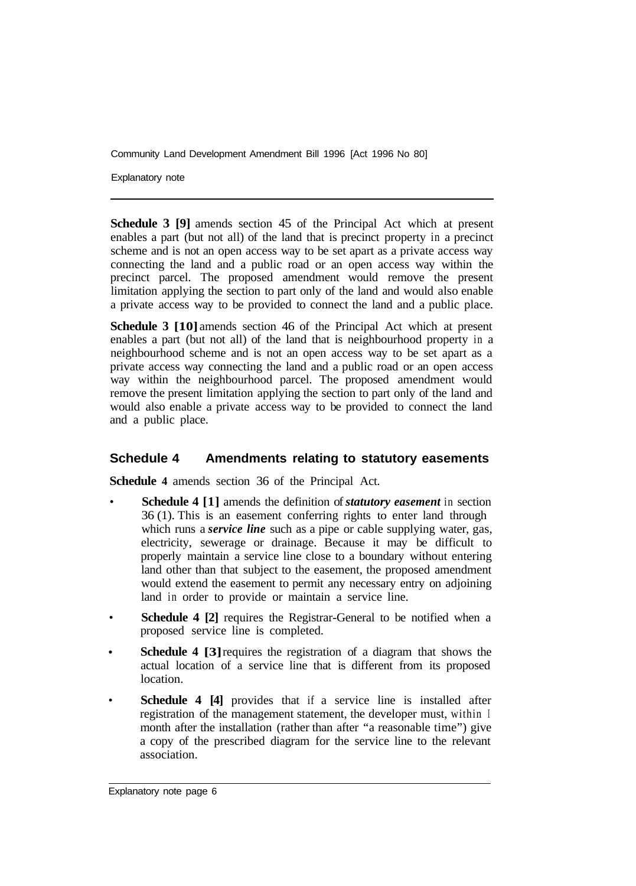**Schedule 3 [9]** amends section 45 of the Principal Act which at present enables a part (but not all) of the land that is precinct property in a precinct scheme and is not an open access way to be set apart as a private access way connecting the land and a public road or an open access way within the precinct parcel. The proposed amendment would remove the present limitation applying the section to part only of the land and would also enable a private access way to be provided to connect the land and a public place.

**Schedule 3 [10]** amends section 46 of the Principal Act which at present enables a part (but not all) of the land that is neighbourhood property in a neighbourhood scheme and is not an open access way to be set apart as a private access way connecting the land and a public road or an open access way within the neighbourhood parcel. The proposed amendment would remove the present limitation applying the section to part only of the land and would also enable a private access way to be provided to connect the land and a public place.

## Schedule 4 Amendments relating to statutory easements

**Schedule 4** amends section 36 of the Principal Act.

- **Schedule 4 [1]** amends the definition of ***statutory easement*** in section 36 (1). This is an easement conferring rights to enter land through which runs a ***service line*** such as a pipe or cable supplying water, gas, electricity, sewerage or drainage. Because it may be difficult to properly maintain a service line close to a boundary without entering land other than that subject to the easement, the proposed amendment would extend the easement to permit any necessary entry on adjoining land in order to provide or maintain a service line.
- **Schedule 4 [2]** requires the Registrar-General to be notified when a proposed service line is completed.
- **Schedule 4 [3]** requires the registration of a diagram that shows the actual location of a service line that is different from its proposed location.
- **Schedule 4 [4]** provides that if a service line is installed after registration of the management statement, the developer must, within 1 month after the installation (rather than after "a reasonable time") give a copy of the prescribed diagram for the service line to the relevant association.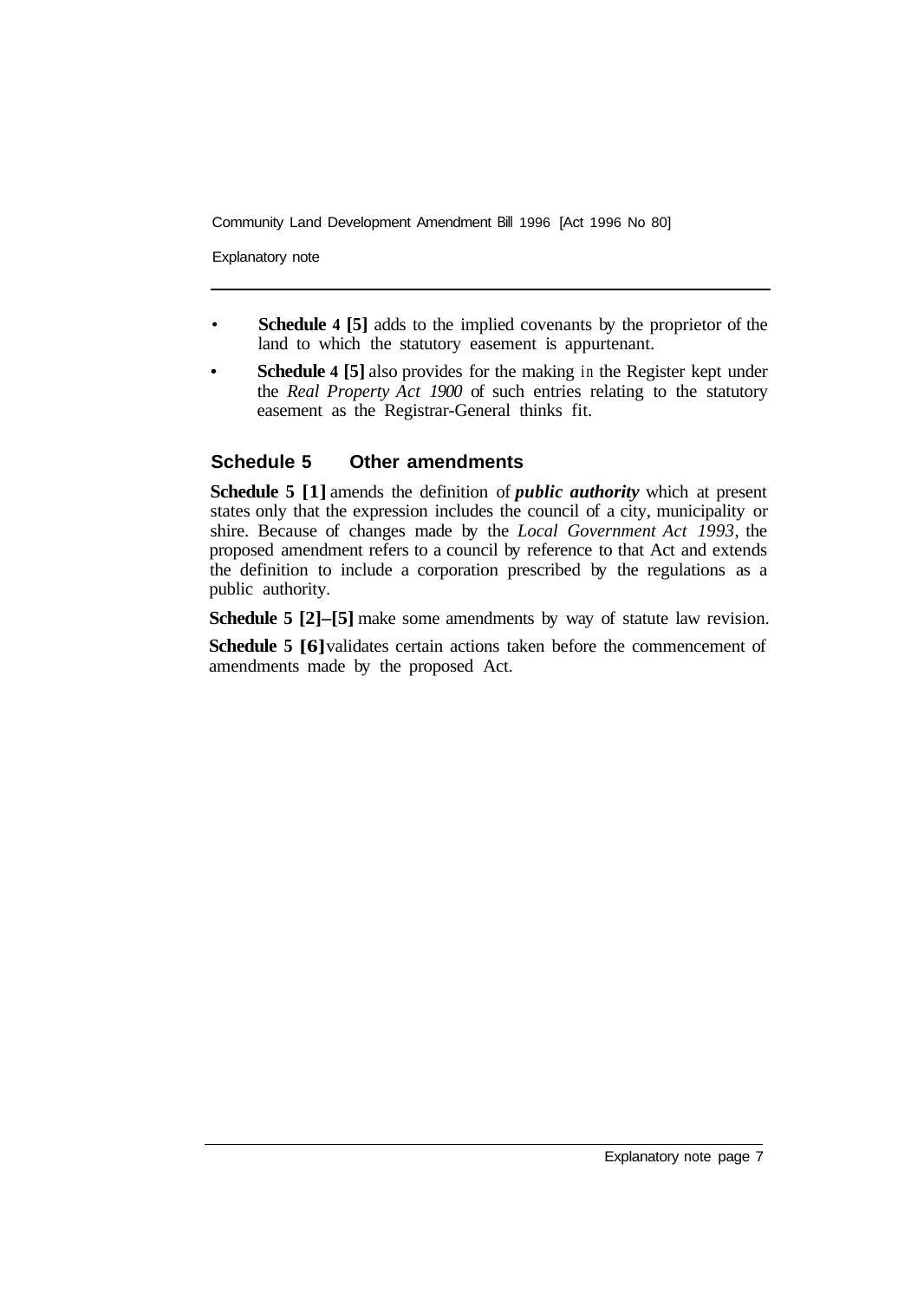- **Schedule 4 [5]** adds to the implied covenants by the proprietor of the land to which the statutory easement is appurtenant.
- **Schedule 4 [5]** also provides for the making in the Register kept under the *Real Property Act 1900* of such entries relating to the statutory easement as the Registrar-General thinks fit.

## Schedule 5 Other amendments

**Schedule 5 [1]** amends the definition of ***public authority*** which at present states only that the expression includes the council of a city, municipality or shire. Because of changes made by the *Local Government Act 1993,* the proposed amendment refers to a council by reference to that Act and extends the definition to include a corporation prescribed by the regulations as a public authority.

**Schedule 5 [2]–[5]** make some amendments by way of statute law revision.

**Schedule 5 [6]** validates certain actions taken before the commencement of amendments made by the proposed Act.